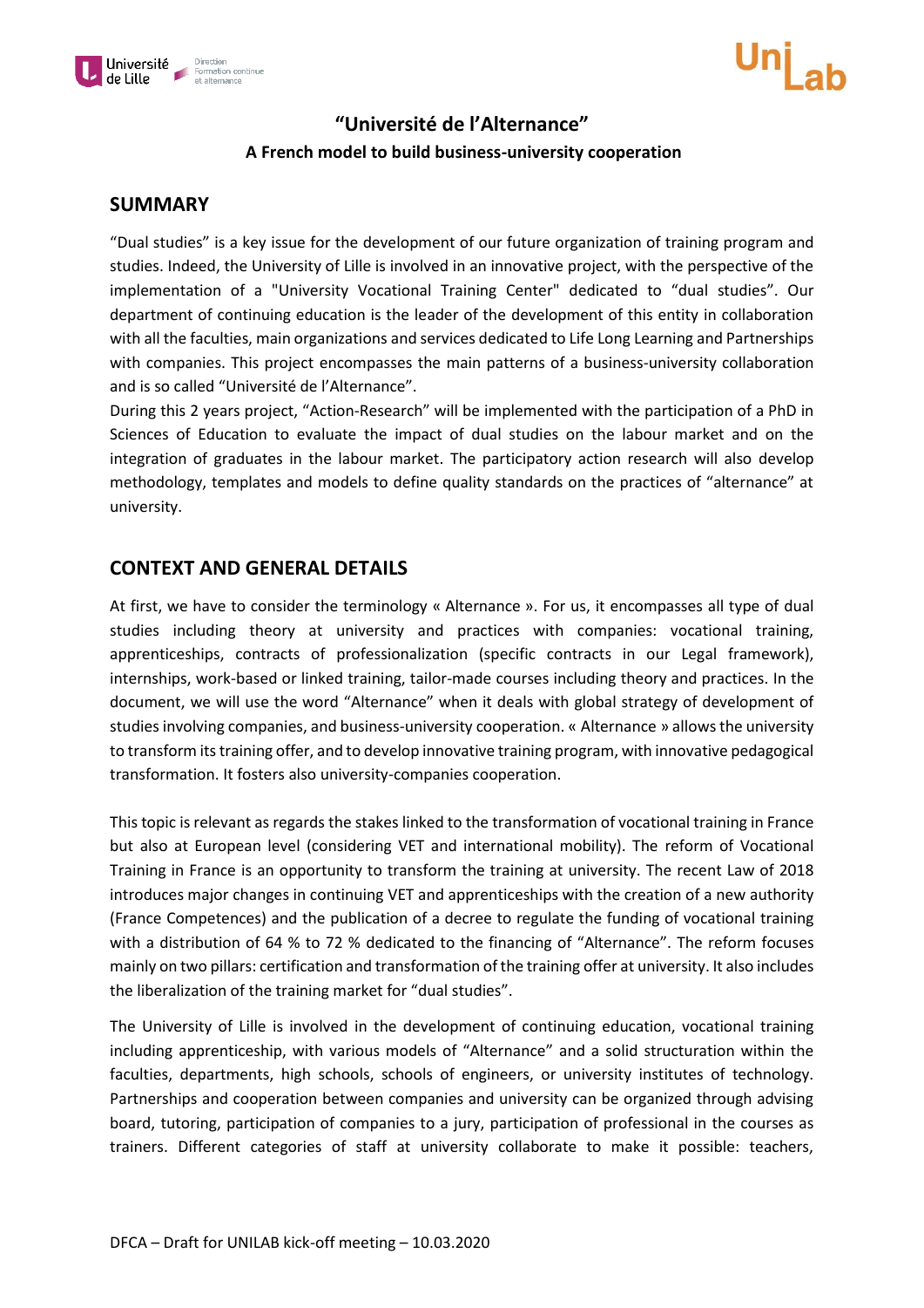# "Université de l'Alternance"

**A French model to build business-university cooperation**

## SUMMARY

"Dual studies" is a key issue for the development of our future organization of training program and studies. Indeed, the University of Lille is involved in an innovative project, with the perspective of the implementation of a "University Vocational Training Center" dedicated to "dual studies". Our department of continuing education is the leader of the development of this entity in collaboration with all the faculties, main organizations and services dedicated to Life Long Learning and Partnerships with companies. This project encompasses the main patterns of a business-university collaboration and is so called "Université de l'Alternance".

During this 2 years project, "Action-Research" will be implemented with the participation of a PhD in Sciences of Education to evaluate the impact of dual studies on the labour market and on the integration of graduates in the labour market. The participatory action research will also develop methodology, templates and models to define quality standards on the practices of "alternance" at university.

## CONTEXT AND GENERAL DETAILS

At first, we have to consider the terminology « Alternance ». For us, it encompasses all type of dual studies including theory at university and practices with companies: vocational training, apprenticeships, contracts of professionalization (specific contracts in our Legal framework), internships, work-based or linked training, tailor-made courses including theory and practices. In the document, we will use the word "Alternance" when it deals with global strategy of development of studies involving companies, and business-university cooperation. « Alternance » allows the university to transform its training offer, and to develop innovative training program, with innovative pedagogical transformation. It fosters also university-companies cooperation.

This topic is relevant as regards the stakes linked to the transformation of vocational training in France but also at European level (considering VET and international mobility). The reform of Vocational Training in France is an opportunity to transform the training at university. The recent Law of 2018 introduces major changes in continuing VET and apprenticeships with the creation of a new authority (France Competences) and the publication of a decree to regulate the funding of vocational training with a distribution of 64 % to 72 % dedicated to the financing of "Alternance". The reform focuses mainly on two pillars: certification and transformation of the training offer at university. It also includes the liberalization of the training market for "dual studies".

The University of Lille is involved in the development of continuing education, vocational training including apprenticeship, with various models of "Alternance" and a solid structuration within the faculties, departments, high schools, schools of engineers, or university institutes of technology. Partnerships and cooperation between companies and university can be organized through advising board, tutoring, participation of companies to a jury, participation of professional in the courses as trainers. Different categories of staff at university collaborate to make it possible: teachers,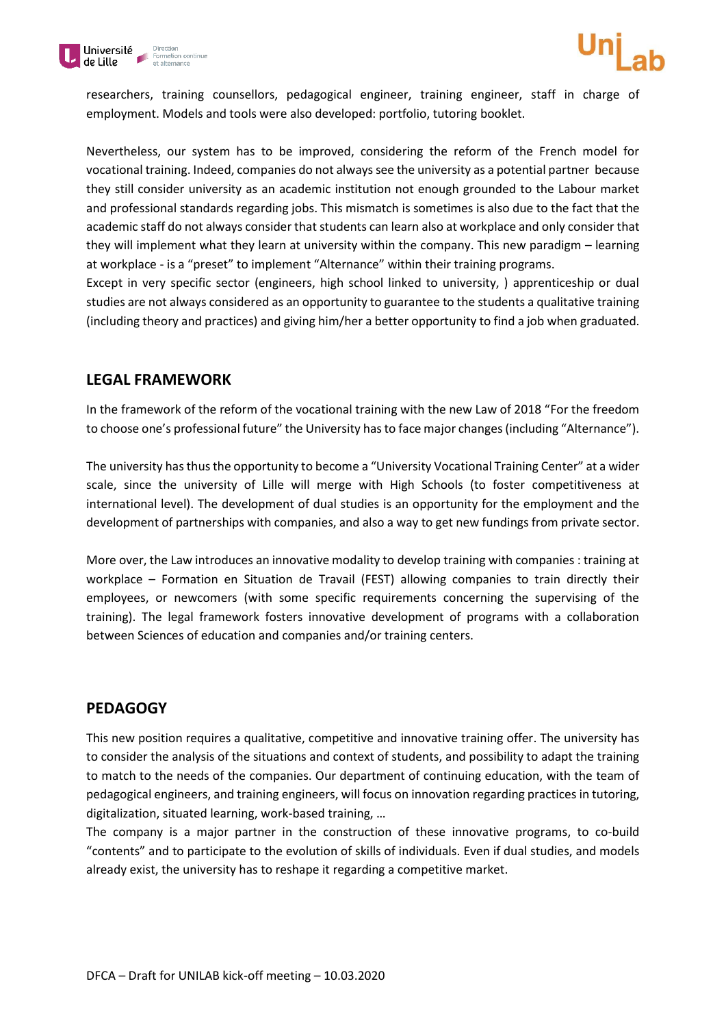researchers, training counsellors, pedagogical engineer, training engineer, staff in charge of employment. Models and tools were also developed: portfolio, tutoring booklet.

Nevertheless, our system has to be improved, considering the reform of the French model for vocational training. Indeed, companies do not always see the university as a potential partner because they still consider university as an academic institution not enough grounded to the Labour market and professional standards regarding jobs. This mismatch is sometimes is also due to the fact that the academic staff do not always consider that students can learn also at workplace and only consider that they will implement what they learn at university within the company. This new paradigm – learning at workplace - is a "preset" to implement "Alternance" within their training programs.
Except in very specific sector (engineers, high school linked to university, ) apprenticeship or dual studies are not always considered as an opportunity to guarantee to the students a qualitative training (including theory and practices) and giving him/her a better opportunity to find a job when graduated.

## LEGAL FRAMEWORK

In the framework of the reform of the vocational training with the new Law of 2018 "For the freedom to choose one's professional future" the University has to face major changes (including "Alternance").

The university has thus the opportunity to become a "University Vocational Training Center" at a wider scale, since the university of Lille will merge with High Schools (to foster competitiveness at international level). The development of dual studies is an opportunity for the employment and the development of partnerships with companies, and also a way to get new fundings from private sector.

More over, the Law introduces an innovative modality to develop training with companies : training at workplace – Formation en Situation de Travail (FEST) allowing companies to train directly their employees, or newcomers (with some specific requirements concerning the supervising of the training). The legal framework fosters innovative development of programs with a collaboration between Sciences of education and companies and/or training centers.

## PEDAGOGY

This new position requires a qualitative, competitive and innovative training offer. The university has to consider the analysis of the situations and context of students, and possibility to adapt the training to match to the needs of the companies. Our department of continuing education, with the team of pedagogical engineers, and training engineers, will focus on innovation regarding practices in tutoring, digitalization, situated learning, work-based training, …
The company is a major partner in the construction of these innovative programs, to co-build "contents" and to participate to the evolution of skills of individuals. Even if dual studies, and models already exist, the university has to reshape it regarding a competitive market.